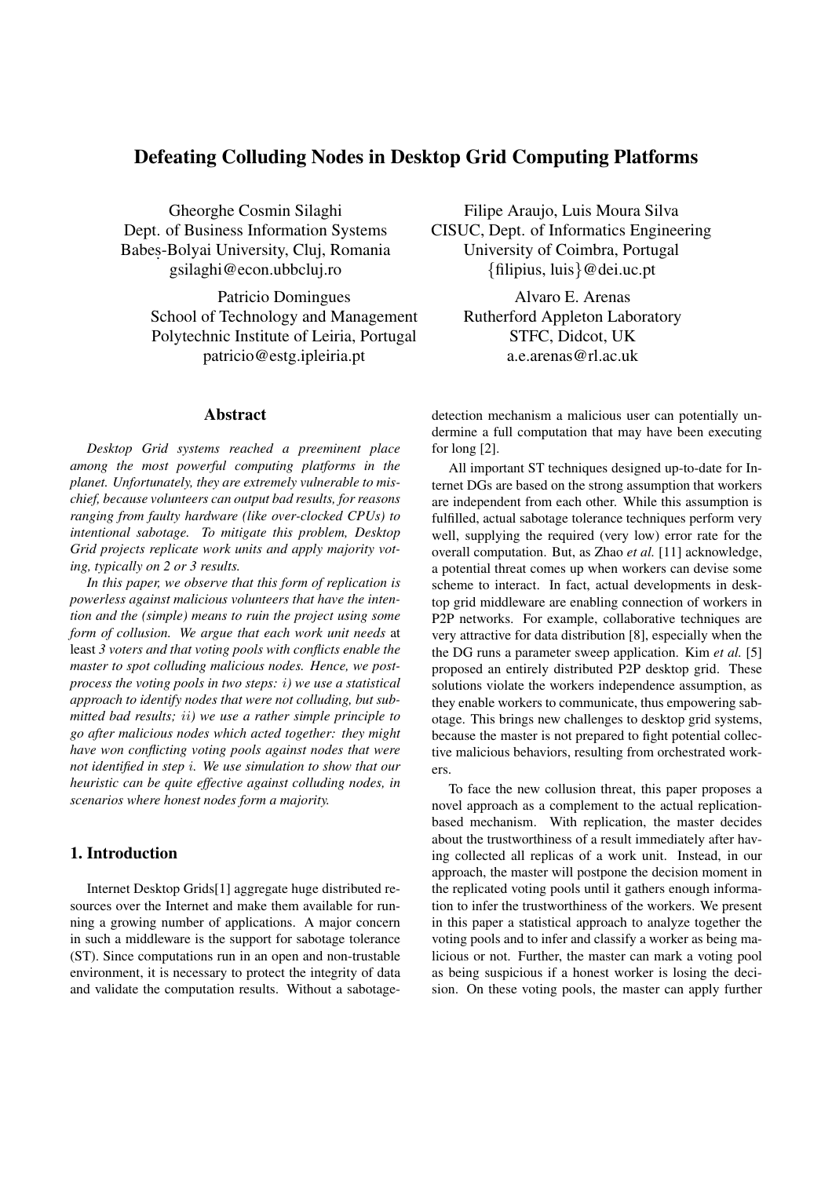# Defeating Colluding Nodes in Desktop Grid Computing Platforms

Gheorghe Cosmin Silaghi
Dept. of Business Information Systems
Babeș-Bolyai University, Cluj, Romania
gsilaghi@econ.ubbcluj.ro

Filipe Araujo, Luis Moura Silva
CISUC, Dept. of Informatics Engineering
University of Coimbra, Portugal
{filipius, luis}@dei.uc.pt

Patricio Domingues
School of Technology and Management
Polytechnic Institute of Leiria, Portugal
patricio@estg.ipleiria.pt

Alvaro E. Arenas
Rutherford Appleton Laboratory
STFC, Didcot, UK
a.e.arenas@rl.ac.uk

## Abstract

*Desktop Grid systems reached a preeminent place among the most powerful computing platforms in the planet. Unfortunately, they are extremely vulnerable to mischief, because volunteers can output bad results, for reasons ranging from faulty hardware (like over-clocked CPUs) to intentional sabotage. To mitigate this problem, Desktop Grid projects replicate work units and apply majority voting, typically on 2 or 3 results.*

*In this paper, we observe that this form of replication is powerless against malicious volunteers that have the intention and the (simple) means to ruin the project using some form of collusion. We argue that each work unit needs* at least *3 voters and that voting pools with conflicts enable the master to spot colluding malicious nodes. Hence, we post-process the voting pools in two steps: $i$) we use a statistical approach to identify nodes that were not colluding, but submitted bad results; $ii$) we use a rather simple principle to go after malicious nodes which acted together: they might have won conflicting voting pools against nodes that were not identified in step $i$. We use simulation to show that our heuristic can be quite effective against colluding nodes, in scenarios where honest nodes form a majority.*

## 1. Introduction

Internet Desktop Grids[1] aggregate huge distributed resources over the Internet and make them available for running a growing number of applications. A major concern in such a middleware is the support for sabotage tolerance (ST). Since computations run in an open and non-trustable environment, it is necessary to protect the integrity of data and validate the computation results. Without a sabotage-detection mechanism a malicious user can potentially undermine a full computation that may have been executing for long [2].

All important ST techniques designed up-to-date for Internet DGs are based on the strong assumption that workers are independent from each other. While this assumption is fulfilled, actual sabotage tolerance techniques perform very well, supplying the required (very low) error rate for the overall computation. But, as Zhao *et al.* [11] acknowledge, a potential threat comes up when workers can devise some scheme to interact. In fact, actual developments in desktop grid middleware are enabling connection of workers in P2P networks. For example, collaborative techniques are very attractive for data distribution [8], especially when the the DG runs a parameter sweep application. Kim *et al.* [5] proposed an entirely distributed P2P desktop grid. These solutions violate the workers independence assumption, as they enable workers to communicate, thus empowering sabotage. This brings new challenges to desktop grid systems, because the master is not prepared to fight potential collective malicious behaviors, resulting from orchestrated workers.

To face the new collusion threat, this paper proposes a novel approach as a complement to the actual replication-based mechanism. With replication, the master decides about the trustworthiness of a result immediately after having collected all replicas of a work unit. Instead, in our approach, the master will postpone the decision moment in the replicated voting pools until it gathers enough information to infer the trustworthiness of the workers. We present in this paper a statistical approach to analyze together the voting pools and to infer and classify a worker as being malicious or not. Further, the master can mark a voting pool as being suspicious if a honest worker is losing the decision. On these voting pools, the master can apply further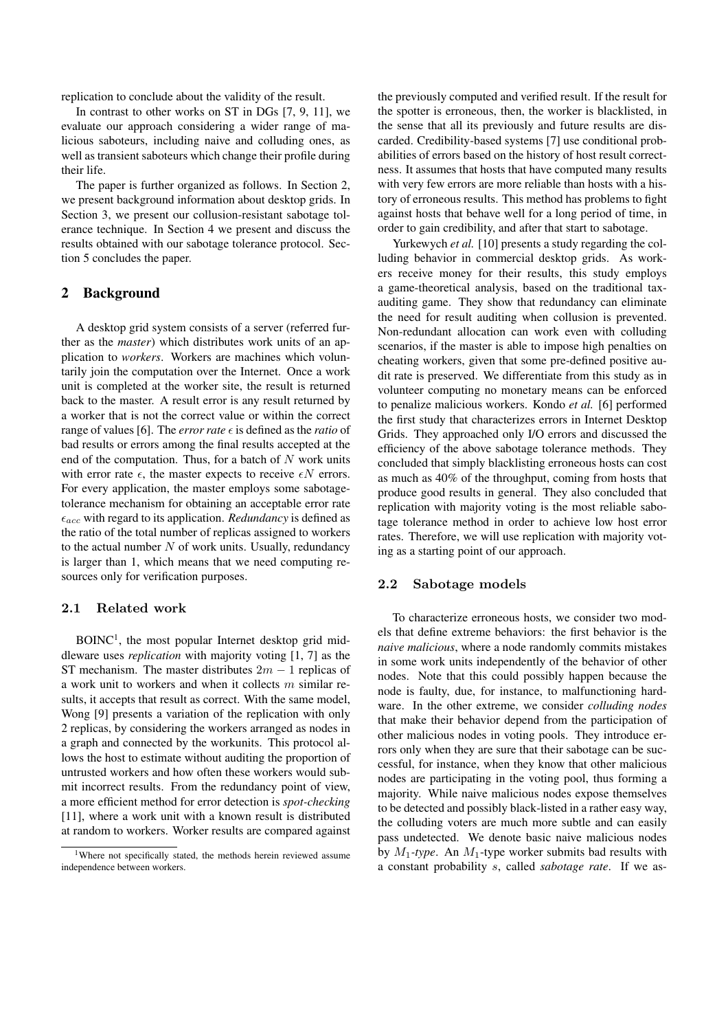replication to conclude about the validity of the result.

In contrast to other works on ST in DGs [7, 9, 11], we evaluate our approach considering a wider range of malicious saboteurs, including naive and colluding ones, as well as transient saboteurs which change their profile during their life.

The paper is further organized as follows. In Section 2, we present background information about desktop grids. In Section 3, we present our collusion-resistant sabotage tolerance technique. In Section 4 we present and discuss the results obtained with our sabotage tolerance protocol. Section 5 concludes the paper.

## 2 Background

A desktop grid system consists of a server (referred further as the *master*) which distributes work units of an application to *workers*. Workers are machines which voluntarily join the computation over the Internet. Once a work unit is completed at the worker site, the result is returned back to the master. A result error is any result returned by a worker that is not the correct value or within the correct range of values [6]. The *error rate* $\epsilon$ is defined as the *ratio* of bad results or errors among the final results accepted at the end of the computation. Thus, for a batch of $N$ work units with error rate $\epsilon$, the master expects to receive $\epsilon N$ errors. For every application, the master employs some sabotage-tolerance mechanism for obtaining an acceptable error rate $\epsilon_{acc}$ with regard to its application. *Redundancy* is defined as the ratio of the total number of replicas assigned to workers to the actual number $N$ of work units. Usually, redundancy is larger than 1, which means that we need computing resources only for verification purposes.

### 2.1 Related work

BOINC[1], the most popular Internet desktop grid middleware uses *replication* with majority voting [1, 7] as the ST mechanism. The master distributes $2m-1$ replicas of a work unit to workers and when it collects $m$ similar results, it accepts that result as correct. With the same model, Wong [9] presents a variation of the replication with only 2 replicas, by considering the workers arranged as nodes in a graph and connected by the workunits. This protocol allows the host to estimate without auditing the proportion of untrusted workers and how often these workers would submit incorrect results. From the redundancy point of view, a more efficient method for error detection is *spot-checking* [11], where a work unit with a known result is distributed at random to workers. Worker results are compared against the previously computed and verified result. If the result for the spotter is erroneous, then, the worker is blacklisted, in the sense that all its previously and future results are discarded. Credibility-based systems [7] use conditional probabilities of errors based on the history of host result correctness. It assumes that hosts that have computed many results with very few errors are more reliable than hosts with a history of erroneous results. This method has problems to fight against hosts that behave well for a long period of time, in order to gain credibility, and after that start to sabotage.

Yurkewych *et al.* [10] presents a study regarding the colluding behavior in commercial desktop grids. As workers receive money for their results, this study employs a game-theoretical analysis, based on the traditional tax-auditing game. They show that redundancy can eliminate the need for result auditing when collusion is prevented. Non-redundant allocation can work even with colluding scenarios, if the master is able to impose high penalties on cheating workers, given that some pre-defined positive audit rate is preserved. We differentiate from this study as in volunteer computing no monetary means can be enforced to penalize malicious workers. Kondo *et al.* [6] performed the first study that characterizes errors in Internet Desktop Grids. They approached only I/O errors and discussed the efficiency of the above sabotage tolerance methods. They concluded that simply blacklisting erroneous hosts can cost as much as 40% of the throughput, coming from hosts that produce good results in general. They also concluded that replication with majority voting is the most reliable sabotage tolerance method in order to achieve low host error rates. Therefore, we will use replication with majority voting as a starting point of our approach.

### 2.2 Sabotage models

To characterize erroneous hosts, we consider two models that define extreme behaviors: the first behavior is the *naive malicious*, where a node randomly commits mistakes in some work units independently of the behavior of other nodes. Note that this could possibly happen because the node is faulty, due, for instance, to malfunctioning hardware. In the other extreme, we consider *colluding nodes* that make their behavior depend from the participation of other malicious nodes in voting pools. They introduce errors only when they are sure that their sabotage can be successful, for instance, when they know that other malicious nodes are participating in the voting pool, thus forming a majority. While naive malicious nodes expose themselves to be detected and possibly black-listed in a rather easy way, the colluding voters are much more subtle and can easily pass undetected. We denote basic naive malicious nodes by $M_1$-*type*. An $M_1$-type worker submits bad results with a constant probability $s$, called *sabotage rate*. If we as-

[1] Where not specifically stated, the methods herein reviewed assume independence between workers.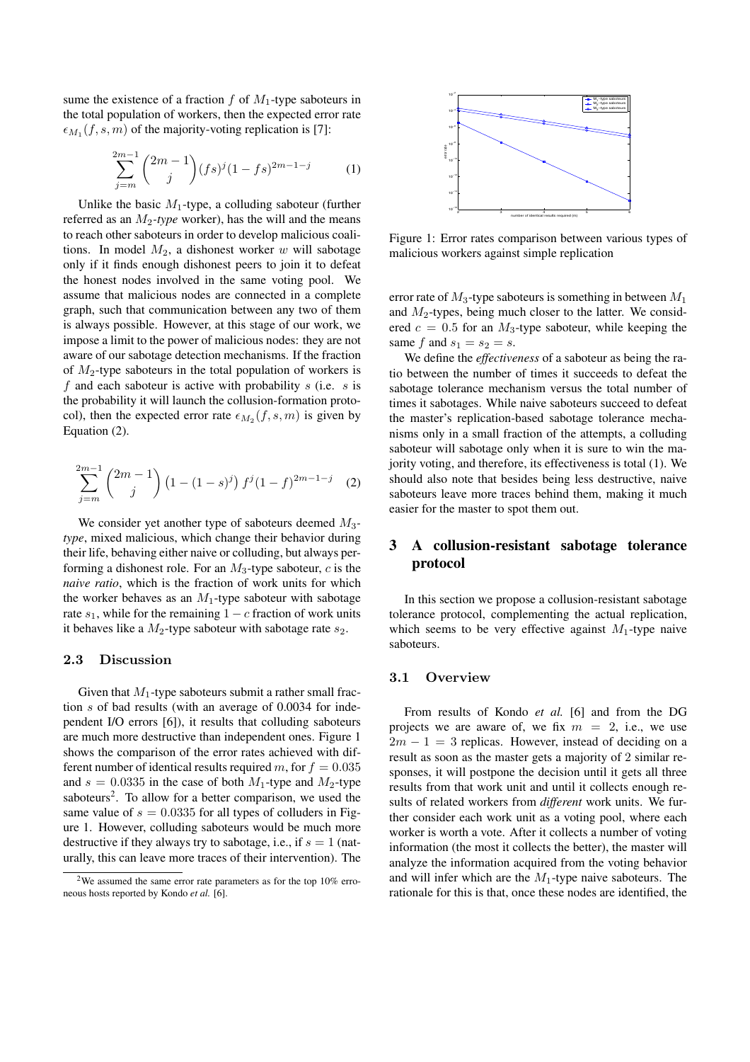sume the existence of a fraction $f$ of $M_1$-type saboteurs in the total population of workers, then the expected error rate $\epsilon_{M_1}(f,s,m)$ of the majority-voting replication is [7]:

$$\sum_{j=m}^{2m-1} \binom{2m-1}{j} (fs)^j (1-fs)^{2m-1-j} \quad (1)$$

Unlike the basic $M_1$-type, a colluding saboteur (further referred as an $M_2$-*type* worker), has the will and the means to reach other saboteurs in order to develop malicious coalitions. In model $M_2$, a dishonest worker $w$ will sabotage only if it finds enough dishonest peers to join it to defeat the honest nodes involved in the same voting pool. We assume that malicious nodes are connected in a complete graph, such that communication between any two of them is always possible. However, at this stage of our work, we impose a limit to the power of malicious nodes: they are not aware of our sabotage detection mechanisms. If the fraction of $M_2$-type saboteurs in the total population of workers is $f$ and each saboteur is active with probability $s$ (i.e. $s$ is the probability it will launch the collusion-formation protocol), then the expected error rate $\epsilon_{M_2}(f,s,m)$ is given by Equation (2).

$$\sum_{j=m}^{2m-1} \binom{2m-1}{j} \left(1-(1-s)^j\right) f^j (1-f)^{2m-1-j} \quad (2)$$

We consider yet another type of saboteurs deemed $M_3$-*type*, mixed malicious, which change their behavior during their life, behaving either naive or colluding, but always performing a dishonest role. For an $M_3$-type saboteur, $c$ is the *naive ratio*, which is the fraction of work units for which the worker behaves as an $M_1$-type saboteur with sabotage rate $s_1$, while for the remaining $1-c$ fraction of work units it behaves like a $M_2$-type saboteur with sabotage rate $s_2$.

### 2.3 Discussion

Given that $M_1$-type saboteurs submit a rather small fraction $s$ of bad results (with an average of 0.0034 for independent I/O errors [6]), it results that colluding saboteurs are much more destructive than independent ones. Figure 1 shows the comparison of the error rates achieved with different number of identical results required $m$, for $f = 0.035$ and $s = 0.0335$ in the case of both $M_1$-type and $M_2$-type saboteurs[2]. To allow for a better comparison, we used the same value of $s = 0.0335$ for all types of colluders in Figure 1. However, colluding saboteurs would be much more destructive if they always try to sabotage, i.e., if $s = 1$ (naturally, this can leave more traces of their intervention). The error rate of $M_3$-type saboteurs is something in between $M_1$ and $M_2$-types, being much closer to the latter. We considered $c = 0.5$ for an $M_3$-type saboteur, while keeping the same $f$ and $s_1 = s_2 = s$.

[2] We assumed the same error rate parameters as for the top 10% erroneous hosts reported by Kondo *et al.* [6].

Figure 1: Error rates comparison between various types of malicious workers against simple replication

We define the *effectiveness* of a saboteur as being the ratio between the number of times it succeeds to defeat the sabotage tolerance mechanism versus the total number of times it sabotages. While naive saboteurs succeed to defeat the master's replication-based sabotage tolerance mechanisms only in a small fraction of the attempts, a colluding saboteur will sabotage only when it is sure to win the majority voting, and therefore, its effectiveness is total (1). We should also note that besides being less destructive, naive saboteurs leave more traces behind them, making it much easier for the master to spot them out.

## 3 A collusion-resistant sabotage tolerance protocol

In this section we propose a collusion-resistant sabotage tolerance protocol, complementing the actual replication, which seems to be very effective against $M_1$-type naive saboteurs.

### 3.1 Overview

From results of Kondo *et al.* [6] and from the DG projects we are aware of, we fix $m = 2$, i.e., we use $2m-1 = 3$ replicas. However, instead of deciding on a result as soon as the master gets a majority of 2 similar responses, it will postpone the decision until it gets all three results from that work unit and until it collects enough results of related workers from *different* work units. We further consider each work unit as a voting pool, where each worker is worth a vote. After it collects a number of voting information (the most it collects the better), the master will analyze the information acquired from the voting behavior and will infer which are the $M_1$-type naive saboteurs. The rationale for this is that, once these nodes are identified, the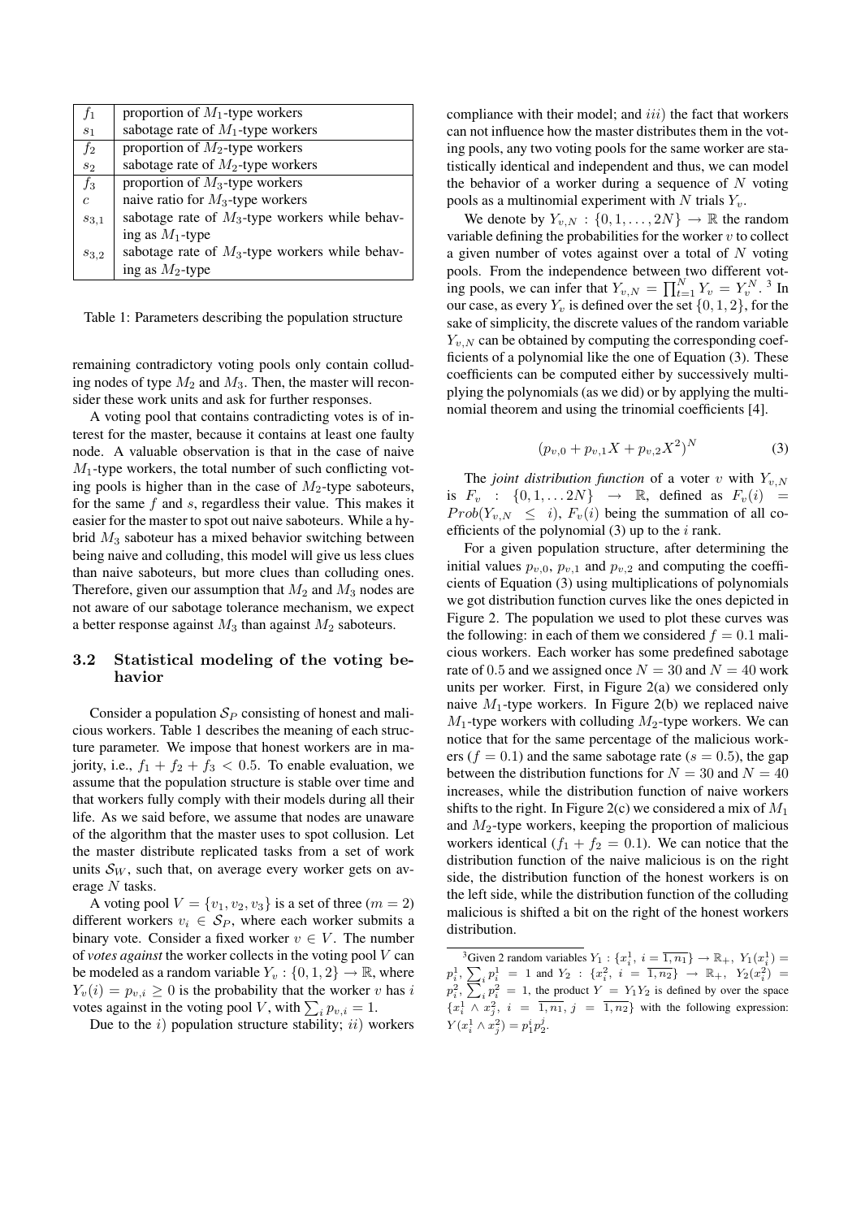| | |
|---|---|
| $f_1$ | proportion of $M_1$-type workers |
| $s_1$ | sabotage rate of $M_1$-type workers |
| $f_2$ | proportion of $M_2$-type workers |
| $s_2$ | sabotage rate of $M_2$-type workers |
| $f_3$ | proportion of $M_3$-type workers |
| $c$ | naive ratio for $M_3$-type workers |
| $s_{3,1}$ | sabotage rate of $M_3$-type workers while behaving as $M_1$-type |
| $s_{3,2}$ | sabotage rate of $M_3$-type workers while behaving as $M_2$-type |

Table 1: Parameters describing the population structure

remaining contradictory voting pools only contain colluding nodes of type $M_2$ and $M_3$. Then, the master will reconsider these work units and ask for further responses.

A voting pool that contains contradicting votes is of interest for the master, because it contains at least one faulty node. A valuable observation is that in the case of naive $M_1$-type workers, the total number of such conflicting voting pools is higher than in the case of $M_2$-type saboteurs, for the same $f$ and $s$, regardless their value. This makes it easier for the master to spot out naive saboteurs. While a hybrid $M_3$ saboteur has a mixed behavior switching between being naive and colluding, this model will give us less clues than naive saboteurs, but more clues than colluding ones. Therefore, given our assumption that $M_2$ and $M_3$ nodes are not aware of our sabotage tolerance mechanism, we expect a better response against $M_3$ than against $M_2$ saboteurs.

### 3.2 Statistical modeling of the voting behavior

Consider a population $\mathcal{S}_P$ consisting of honest and malicious workers. Table 1 describes the meaning of each structure parameter. We impose that honest workers are in majority, i.e., $f_1 + f_2 + f_3 < 0.5$. To enable evaluation, we assume that the population structure is stable over time and that workers fully comply with their models during all their life. As we said before, we assume that nodes are unaware of the algorithm that the master uses to spot collusion. Let the master distribute replicated tasks from a set of work units $\mathcal{S}_W$, such that, on average every worker gets on average $N$ tasks.

A voting pool $V = \{v_1, v_2, v_3\}$ is a set of three ($m = 2$) different workers $v_i \in \mathcal{S}_P$, where each worker submits a binary vote. Consider a fixed worker $v \in V$. The number of *votes against* the worker collects in the voting pool $V$ can be modeled as a random variable $Y_v : \{0, 1, 2\} \to \mathbb{R}$, where $Y_v(i) = p_{v,i} \geq 0$ is the probability that the worker $v$ has $i$ votes against in the voting pool $V$, with $\sum_i p_{v,i} = 1$.

Due to the $i)$ population structure stability; $ii)$ workers compliance with their model; and $iii)$ the fact that workers can not influence how the master distributes them in the voting pools, any two voting pools for the same worker are statistically identical and independent and thus, we can model the behavior of a worker during a sequence of $N$ voting pools as a multinomial experiment with $N$ trials $Y_v$.

We denote by $Y_{v,N} : \{0, 1, \ldots, 2N\} \to \mathbb{R}$ the random variable defining the probabilities for the worker $v$ to collect a given number of votes against over a total of $N$ voting pools. From the independence between two different voting pools, we can infer that $Y_{v,N} = \prod_{t=1}^{N} Y_v = Y_v^N$. [3] In our case, as every $Y_v$ is defined over the set $\{0, 1, 2\}$, for the sake of simplicity, the discrete values of the random variable $Y_{v,N}$ can be obtained by computing the corresponding coefficients of a polynomial like the one of Equation (3). These coefficients can be computed either by successively multiplying the polynomials (as we did) or by applying the multinomial theorem and using the trinomial coefficients [4].

$$(p_{v,0} + p_{v,1}X + p_{v,2}X^2)^N \tag{3}$$

The *joint distribution function* of a voter $v$ with $Y_{v,N}$ is $F_v : \{0, 1, \ldots 2N\} \to \mathbb{R}$, defined as $F_v(i) = Prob(Y_{v,N} \leq i)$, $F_v(i)$ being the summation of all coefficients of the polynomial (3) up to the $i$ rank.

For a given population structure, after determining the initial values $p_{v,0}$, $p_{v,1}$ and $p_{v,2}$ and computing the coefficients of Equation (3) using multiplications of polynomials we got distribution function curves like the ones depicted in Figure 2. The population we used to plot these curves was the following: in each of them we considered $f = 0.1$ malicious workers. Each worker has some predefined sabotage rate of 0.5 and we assigned once $N = 30$ and $N = 40$ work units per worker. First, in Figure 2(a) we considered only naive $M_1$-type workers. In Figure 2(b) we replaced naive $M_1$-type workers with colluding $M_2$-type workers. We can notice that for the same percentage of the malicious workers ($f = 0.1$) and the same sabotage rate ($s = 0.5$), the gap between the distribution functions for $N = 30$ and $N = 40$ increases, while the distribution function of naive workers shifts to the right. In Figure 2(c) we considered a mix of $M_1$ and $M_2$-type workers, keeping the proportion of malicious workers identical ($f_1 + f_2 = 0.1$). We can notice that the distribution function of the naive malicious is on the right side, the distribution function of the honest workers is on the left side, while the distribution function of the colluding malicious is shifted a bit on the right of the honest workers distribution.

[3] Given 2 random variables $Y_1 : \{x_i^1,\ i = \overline{1, n_1}\} \to \mathbb{R}_+,\ Y_1(x_i^1) = p_i^1,\ \sum_i p_i^1 = 1$ and $Y_2 : \{x_i^2,\ i = \overline{1, n_2}\} \to \mathbb{R}_+,\ Y_2(x_i^2) = p_i^2,\ \sum_i p_i^2 = 1$, the product $Y = Y_1 Y_2$ is defined by over the space $\{x_i^1 \wedge x_j^2,\ i = \overline{1, n_1},\ j = \overline{1, n_2}\}$ with the following expression: $Y(x_i^1 \wedge x_j^2) = p_1^i p_2^j$.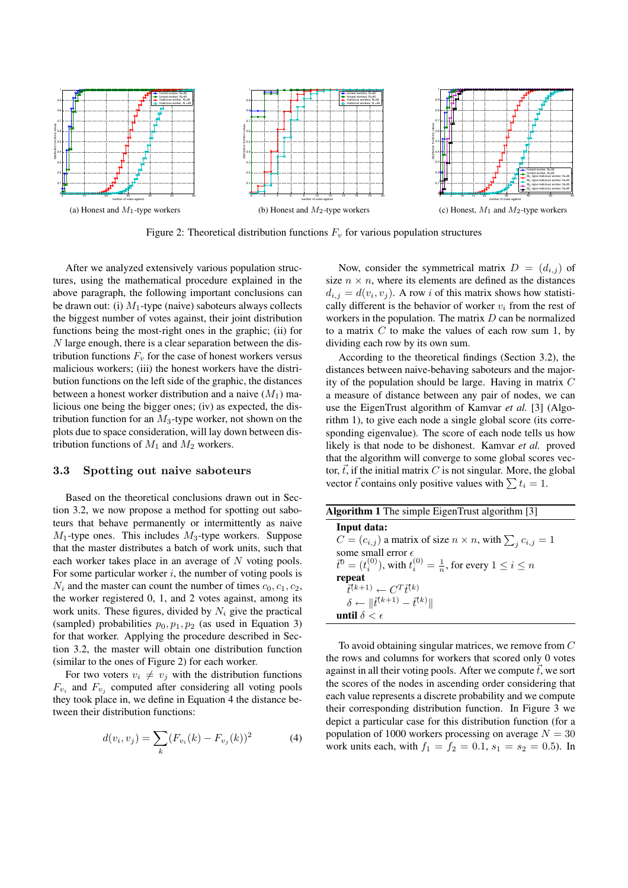(a) Honest and $M_1$-type workers

(b) Honest and $M_2$-type workers

(c) Honest, $M_1$ and $M_2$-type workers

Figure 2: Theoretical distribution functions $F_v$ for various population structures

After we analyzed extensively various population structures, using the mathematical procedure explained in the above paragraph, the following important conclusions can be drawn out: (i) $M_1$-type (naive) saboteurs always collects the biggest number of votes against, their joint distribution functions being the most-right ones in the graphic; (ii) for $N$ large enough, there is a clear separation between the distribution functions $F_v$ for the case of honest workers versus malicious workers; (iii) the honest workers have the distribution functions on the left side of the graphic, the distances between a honest worker distribution and a naive ($M_1$) malicious one being the bigger ones; (iv) as expected, the distribution function for an $M_3$-type worker, not shown on the plots due to space consideration, will lay down between distribution functions of $M_1$ and $M_2$ workers.

### 3.3 Spotting out naive saboteurs

Based on the theoretical conclusions drawn out in Section 3.2, we now propose a method for spotting out saboteurs that behave permanently or intermittently as naive $M_1$-type ones. This includes $M_3$-type workers. Suppose that the master distributes a batch of work units, such that each worker takes place in an average of $N$ voting pools. For some particular worker $i$, the number of voting pools is $N_i$ and the master can count the number of times $c_0, c_1, c_2$, the worker registered 0, 1, and 2 votes against, among its work units. These figures, divided by $N_i$ give the practical (sampled) probabilities $p_0, p_1, p_2$ (as used in Equation 3) for that worker. Applying the procedure described in Section 3.2, the master will obtain one distribution function (similar to the ones of Figure 2) for each worker.

For two voters $v_i \neq v_j$ with the distribution functions $F_{v_i}$ and $F_{v_j}$ computed after considering all voting pools they took place in, we define in Equation 4 the distance between their distribution functions:

$$d(v_i, v_j) = \sum_k (F_{v_i}(k) - F_{v_j}(k))^2 \quad (4)$$

Now, consider the symmetrical matrix $D = (d_{i,j})$ of size $n \times n$, where its elements are defined as the distances $d_{i,j} = d(v_i, v_j)$. A row $i$ of this matrix shows how statistically different is the behavior of worker $v_i$ from the rest of workers in the population. The matrix $D$ can be normalized to a matrix $C$ to make the values of each row sum 1, by dividing each row by its own sum.

According to the theoretical findings (Section 3.2), the distances between naive-behaving saboteurs and the majority of the population should be large. Having in matrix $C$ a measure of distance between any pair of nodes, we can use the EigenTrust algorithm of Kamvar *et al.* [3] (Algorithm 1), to give each node a single global score (its corresponding eigenvalue). The score of each node tells us how likely is that node to be dishonest. Kamvar *et al.* proved that the algorithm will converge to some global scores vector, $\vec{t}$, if the initial matrix $C$ is not singular. More, the global vector $\vec{t}$ contains only positive values with $\sum t_i = 1$.

**Algorithm 1** The simple EigenTrust algorithm [3]

**Input data:**
$C = (c_{i,j})$ a matrix of size $n \times n$, with $\sum_j c_{i,j} = 1$
some small error $\epsilon$
$\vec{t}^0 = (t_i^{(0)})$, with $t_i^{(0)} = \frac{1}{n}$, for every $1 \leq i \leq n$
**repeat**
  $\vec{t}^{(k+1)} \leftarrow C^T \vec{t}^{(k)}$
  $\delta \leftarrow \|\vec{t}^{(k+1)} - \vec{t}^{(k)}\|$
**until** $\delta < \epsilon$

To avoid obtaining singular matrices, we remove from $C$ the rows and columns for workers that scored only 0 votes against in all their voting pools. After we compute $\vec{t}$, we sort the scores of the nodes in ascending order considering that each value represents a discrete probability and we compute their corresponding distribution function. In Figure 3 we depict a particular case for this distribution function (for a population of 1000 workers processing on average $N = 30$ work units each, with $f_1 = f_2 = 0.1$, $s_1 = s_2 = 0.5$). In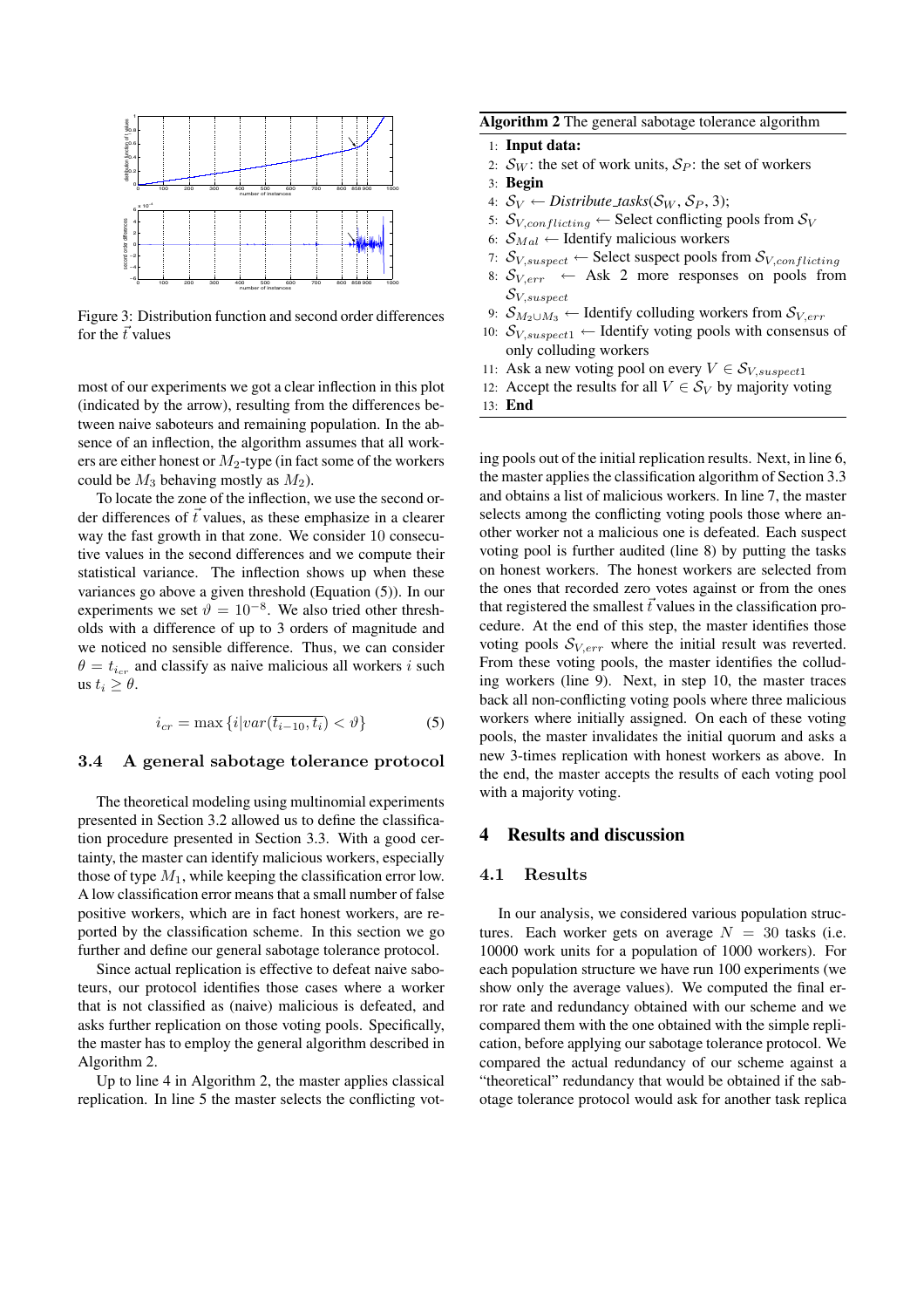Figure 3: Distribution function and second order differences for the $\vec{t}$ values

most of our experiments we got a clear inflection in this plot (indicated by the arrow), resulting from the differences between naive saboteurs and remaining population. In the absence of an inflection, the algorithm assumes that all workers are either honest or $M_2$-type (in fact some of the workers could be $M_3$ behaving mostly as $M_2$).

To locate the zone of the inflection, we use the second order differences of $\vec{t}$ values, as these emphasize in a clearer way the fast growth in that zone. We consider 10 consecutive values in the second differences and we compute their statistical variance. The inflection shows up when these variances go above a given threshold (Equation (5)). In our experiments we set $\vartheta = 10^{-8}$. We also tried other thresholds with a difference of up to 3 orders of magnitude and we noticed no sensible difference. Thus, we can consider $\theta = t_{i_{cr}}$ and classify as naive malicious all workers $i$ such us $t_i \geq \theta$.

$$i_{cr} = \max \{ i | var(\overline{t_{i-10}, t_i}) < \vartheta \} \quad (5)$$

### 3.4 A general sabotage tolerance protocol

The theoretical modeling using multinomial experiments presented in Section 3.2 allowed us to define the classification procedure presented in Section 3.3. With a good certainty, the master can identify malicious workers, especially those of type $M_1$, while keeping the classification error low. A low classification error means that a small number of false positive workers, which are in fact honest workers, are reported by the classification scheme. In this section we go further and define our general sabotage tolerance protocol.

Since actual replication is effective to defeat naive saboteurs, our protocol identifies those cases where a worker that is not classified as (naive) malicious is defeated, and asks further replication on those voting pools. Specifically, the master has to employ the general algorithm described in Algorithm 2.

Up to line 4 in Algorithm 2, the master applies classical replication. In line 5 the master selects the conflicting voting pools out of the initial replication results. Next, in line 6, the master applies the classification algorithm of Section 3.3 and obtains a list of malicious workers. In line 7, the master selects among the conflicting voting pools those where another worker not a malicious one is defeated. Each suspect voting pool is further audited (line 8) by putting the tasks on honest workers. The honest workers are selected from the ones that recorded zero votes against or from the ones that registered the smallest $\vec{t}$ values in the classification procedure. At the end of this step, the master identifies those voting pools $\mathcal{S}_{V,err}$ where the initial result was reverted. From these voting pools, the master identifies the colluding workers (line 9). Next, in step 10, the master traces back all non-conflicting voting pools where three malicious workers where initially assigned. On each of these voting pools, the master invalidates the initial quorum and asks a new 3-times replication with honest workers as above. In the end, the master accepts the results of each voting pool with a majority voting.

**Algorithm 2** The general sabotage tolerance algorithm

1: **Input data:**
2: $\mathcal{S}_W$: the set of work units, $\mathcal{S}_P$: the set of workers
3: **Begin**
4: $\mathcal{S}_V \leftarrow$ *Distribute_tasks*$(\mathcal{S}_W, \mathcal{S}_P, 3)$;
5: $\mathcal{S}_{V,conflicting} \leftarrow$ Select conflicting pools from $\mathcal{S}_V$
6: $\mathcal{S}_{Mal} \leftarrow$ Identify malicious workers
7: $\mathcal{S}_{V,suspect} \leftarrow$ Select suspect pools from $\mathcal{S}_{V,conflicting}$
8: $\mathcal{S}_{V,err} \leftarrow$ Ask 2 more responses on pools from $\mathcal{S}_{V,suspect}$
9: $\mathcal{S}_{M_2 \cup M_3} \leftarrow$ Identify colluding workers from $\mathcal{S}_{V,err}$
10: $\mathcal{S}_{V,suspect1} \leftarrow$ Identify voting pools with consensus of only colluding workers
11: Ask a new voting pool on every $V \in \mathcal{S}_{V,suspect1}$
12: Accept the results for all $V \in \mathcal{S}_V$ by majority voting
13: **End**

## 4 Results and discussion

### 4.1 Results

In our analysis, we considered various population structures. Each worker gets on average $N = 30$ tasks (i.e. 10000 work units for a population of 1000 workers). For each population structure we have run 100 experiments (we show only the average values). We computed the final error rate and redundancy obtained with our scheme and we compared them with the one obtained with the simple replication, before applying our sabotage tolerance protocol. We compared the actual redundancy of our scheme against a "theoretical" redundancy that would be obtained if the sabotage tolerance protocol would ask for another task replica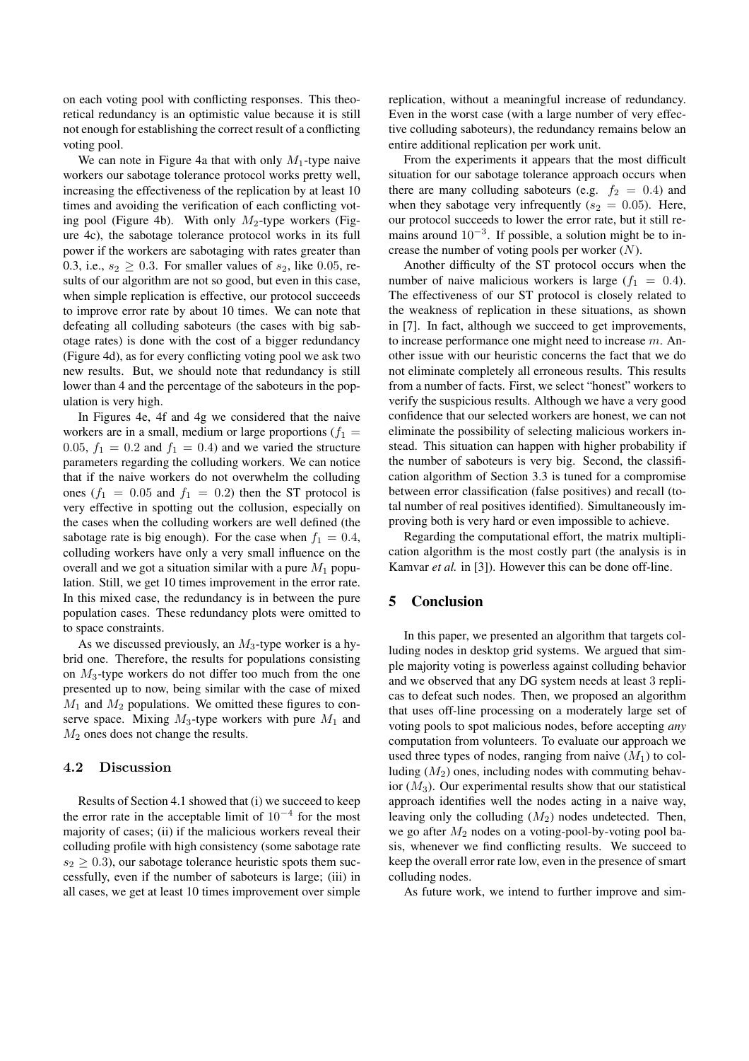on each voting pool with conflicting responses. This theoretical redundancy is an optimistic value because it is still not enough for establishing the correct result of a conflicting voting pool.

We can note in Figure 4a that with only $M_1$-type naive workers our sabotage tolerance protocol works pretty well, increasing the effectiveness of the replication by at least 10 times and avoiding the verification of each conflicting voting pool (Figure 4b). With only $M_2$-type workers (Figure 4c), the sabotage tolerance protocol works in its full power if the workers are sabotaging with rates greater than 0.3, i.e., $s_2 \geq 0.3$. For smaller values of $s_2$, like 0.05, results of our algorithm are not so good, but even in this case, when simple replication is effective, our protocol succeeds to improve error rate by about 10 times. We can note that defeating all colluding saboteurs (the cases with big sabotage rates) is done with the cost of a bigger redundancy (Figure 4d), as for every conflicting voting pool we ask two new results. But, we should note that redundancy is still lower than 4 and the percentage of the saboteurs in the population is very high.

In Figures 4e, 4f and 4g we considered that the naive workers are in a small, medium or large proportions ($f_1 = 0.05$, $f_1 = 0.2$ and $f_1 = 0.4$) and we varied the structure parameters regarding the colluding workers. We can notice that if the naive workers do not overwhelm the colluding ones ($f_1 = 0.05$ and $f_1 = 0.2$) then the ST protocol is very effective in spotting out the collusion, especially on the cases when the colluding workers are well defined (the sabotage rate is big enough). For the case when $f_1 = 0.4$, colluding workers have only a very small influence on the overall and we got a situation similar with a pure $M_1$ population. Still, we get 10 times improvement in the error rate. In this mixed case, the redundancy is in between the pure population cases. These redundancy plots were omitted to to space constraints.

As we discussed previously, an $M_3$-type worker is a hybrid one. Therefore, the results for populations consisting on $M_3$-type workers do not differ too much from the one presented up to now, being similar with the case of mixed $M_1$ and $M_2$ populations. We omitted these figures to conserve space. Mixing $M_3$-type workers with pure $M_1$ and $M_2$ ones does not change the results.

### 4.2 Discussion

Results of Section 4.1 showed that (i) we succeed to keep the error rate in the acceptable limit of $10^{-4}$ for the most majority of cases; (ii) if the malicious workers reveal their colluding profile with high consistency (some sabotage rate $s_2 \geq 0.3$), our sabotage tolerance heuristic spots them successfully, even if the number of saboteurs is large; (iii) in all cases, we get at least 10 times improvement over simple replication, without a meaningful increase of redundancy. Even in the worst case (with a large number of very effective colluding saboteurs), the redundancy remains below an entire additional replication per work unit.

From the experiments it appears that the most difficult situation for our sabotage tolerance approach occurs when there are many colluding saboteurs (e.g. $f_2 = 0.4$) and when they sabotage very infrequently ($s_2 = 0.05$). Here, our protocol succeeds to lower the error rate, but it still remains around $10^{-3}$. If possible, a solution might be to increase the number of voting pools per worker ($N$).

Another difficulty of the ST protocol occurs when the number of naive malicious workers is large ($f_1 = 0.4$). The effectiveness of our ST protocol is closely related to the weakness of replication in these situations, as shown in [7]. In fact, although we succeed to get improvements, to increase performance one might need to increase $m$. Another issue with our heuristic concerns the fact that we do not eliminate completely all erroneous results. This results from a number of facts. First, we select "honest" workers to verify the suspicious results. Although we have a very good confidence that our selected workers are honest, we can not eliminate the possibility of selecting malicious workers instead. This situation can happen with higher probability if the number of saboteurs is very big. Second, the classification algorithm of Section 3.3 is tuned for a compromise between error classification (false positives) and recall (total number of real positives identified). Simultaneously improving both is very hard or even impossible to achieve.

Regarding the computational effort, the matrix multiplication algorithm is the most costly part (the analysis is in Kamvar *et al.* in [3]). However this can be done off-line.

## 5 Conclusion

In this paper, we presented an algorithm that targets colluding nodes in desktop grid systems. We argued that simple majority voting is powerless against colluding behavior and we observed that any DG system needs at least 3 replicas to defeat such nodes. Then, we proposed an algorithm that uses off-line processing on a moderately large set of voting pools to spot malicious nodes, before accepting *any* computation from volunteers. To evaluate our approach we used three types of nodes, ranging from naive ($M_1$) to colluding ($M_2$) ones, including nodes with commuting behavior ($M_3$). Our experimental results show that our statistical approach identifies well the nodes acting in a naive way, leaving only the colluding ($M_2$) nodes undetected. Then, we go after $M_2$ nodes on a voting-pool-by-voting pool basis, whenever we find conflicting results. We succeed to keep the overall error rate low, even in the presence of smart colluding nodes.

As future work, we intend to further improve and sim-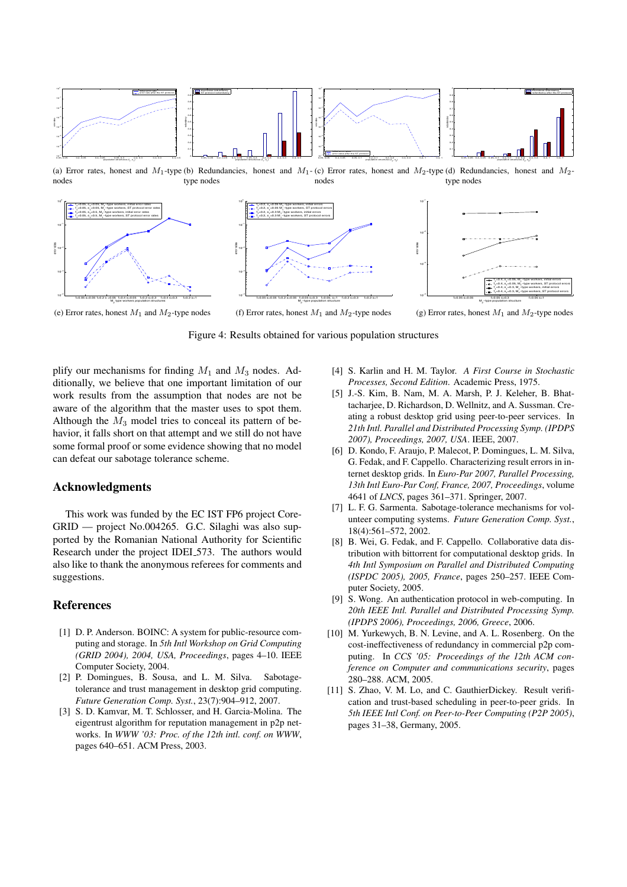(a) Error rates, honest and $M_1$-type nodes

(b) Redundancies, honest and $M_1$-type nodes

(c) Error rates, honest and $M_2$-type nodes

(d) Redundancies, honest and $M_2$-type nodes

(e) Error rates, honest $M_1$ and $M_2$-type nodes

(f) Error rates, honest $M_1$ and $M_2$-type nodes

(g) Error rates, honest $M_1$ and $M_2$-type nodes

Figure 4: Results obtained for various population structures

plify our mechanisms for finding $M_1$ and $M_3$ nodes. Additionally, we believe that one important limitation of our work results from the assumption that nodes are not be aware of the algorithm that the master uses to spot them. Although the $M_3$ model tries to conceal its pattern of behavior, it falls short on that attempt and we still do not have some formal proof or some evidence showing that no model can defeat our sabotage tolerance scheme.

## Acknowledgments

This work was funded by the EC IST FP6 project CoreGRID — project No.004265. G.C. Silaghi was also supported by the Romanian National Authority for Scientific Research under the project IDEI_573. The authors would also like to thank the anonymous referees for comments and suggestions.

## References

[1] D. P. Anderson. BOINC: A system for public-resource computing and storage. In *5th Intl Workshop on Grid Computing (GRID 2004), 2004, USA, Proceedings*, pages 4–10. IEEE Computer Society, 2004.

[2] P. Domingues, B. Sousa, and L. M. Silva. Sabotage-tolerance and trust management in desktop grid computing. *Future Generation Comp. Syst.*, 23(7):904–912, 2007.

[3] S. D. Kamvar, M. T. Schlosser, and H. Garcia-Molina. The eigentrust algorithm for reputation management in p2p networks. In *WWW '03: Proc. of the 12th intl. conf. on WWW*, pages 640–651. ACM Press, 2003.

[4] S. Karlin and H. M. Taylor. *A First Course in Stochastic Processes, Second Edition.* Academic Press, 1975.

[5] J.-S. Kim, B. Nam, M. A. Marsh, P. J. Keleher, B. Bhattacharjee, D. Richardson, D. Wellnitz, and A. Sussman. Creating a robust desktop grid using peer-to-peer services. In *21th Intl. Parallel and Distributed Processing Symp. (IPDPS 2007), Proceedings, 2007, USA*. IEEE, 2007.

[6] D. Kondo, F. Araujo, P. Domingues, L. M. Silva, G. Fedak, and F. Cappello. Characterizing result errors in internet desktop grids. In *Euro-Par 2007, Parallel Processing, 13th Intl Euro-Par Conf, France, 2007, Proceedings*, volume 4641 of *LNCS*, pages 361–371. Springer, 2007.

[7] L. F. G. Sarmenta. Sabotage-tolerance mechanisms for volunteer computing systems. *Future Generation Comp. Syst.*, 18(4):561–572, 2002.

[8] B. Wei, G. Fedak, and F. Cappello. Collaborative data distribution with bittorrent for computational desktop grids. In *4th Intl Symposium on Parallel and Distributed Computing (ISPDC 2005), 2005, France*, pages 250–257. IEEE Computer Society, 2005.

[9] S. Wong. An authentication protocol in web-computing. In *20th IEEE Intl. Parallel and Distributed Processing Symp. (IPDPS 2006), Proceedings, 2006, Greece*, 2006.

[10] M. Yurkewych, B. N. Levine, and A. L. Rosenberg. On the cost-ineffectiveness of redundancy in commercial p2p computing. In *CCS '05: Proceedings of the 12th ACM conference on Computer and communications security*, pages 280–288. ACM, 2005.

[11] S. Zhao, V. M. Lo, and C. GauthierDickey. Result verification and trust-based scheduling in peer-to-peer grids. In *5th IEEE Intl Conf. on Peer-to-Peer Computing (P2P 2005)*, pages 31–38, Germany, 2005.